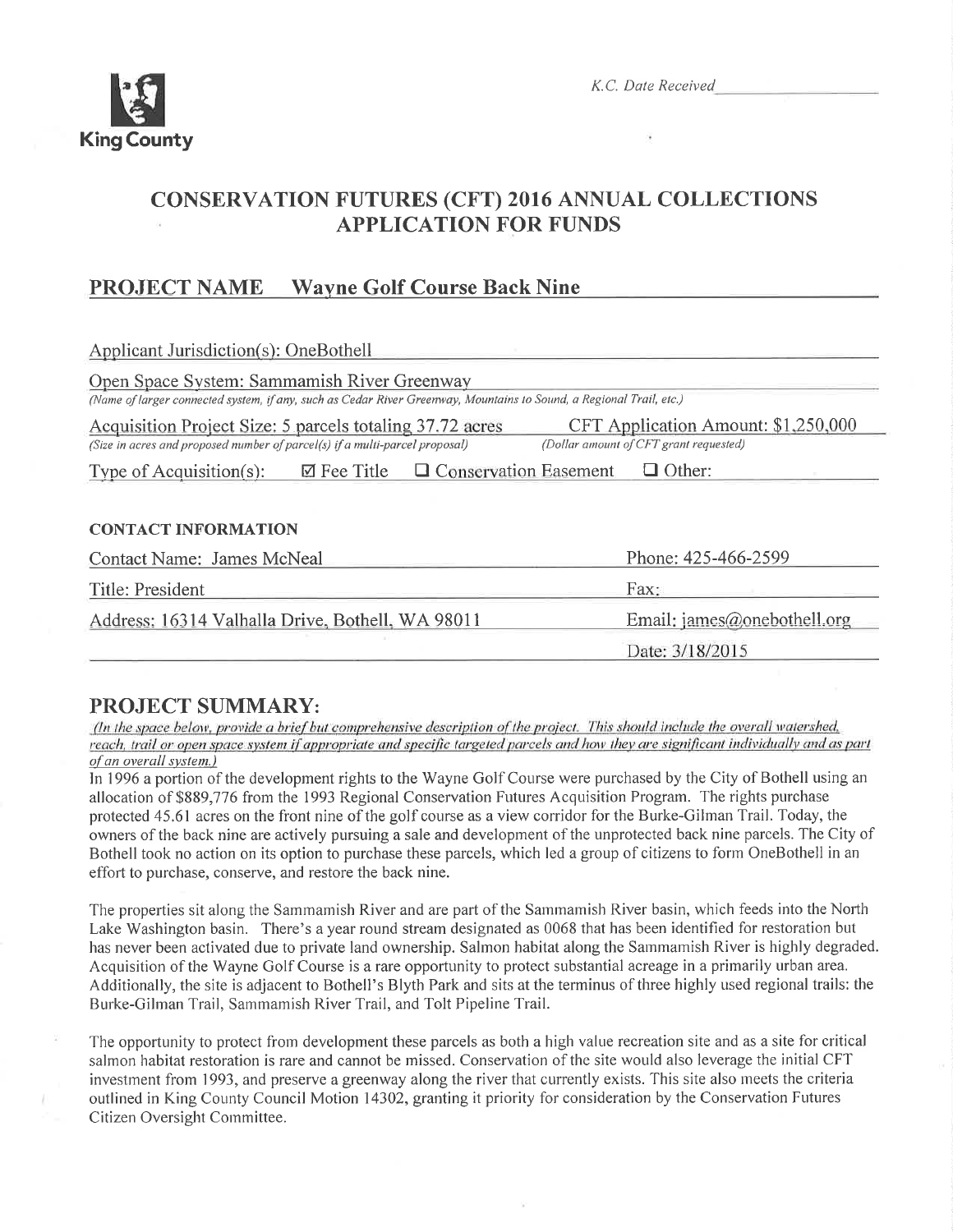King County

*K.C. Date Received* ___________

# CONSERVATION FUTURES (CFT) 2016 ANNUAL COLLECTIONS APPLICATION FOR FUNDS

## PROJECT NAME Wayne Golf Course Back Nine

Applicant Jurisdiction(s): OneBothell

Open Space System: Sammamish River Greenway
*(Name of larger connected system, if any, such as Cedar River Greenway, Mountains to Sound, a Regional Trail, etc.)*

Acquisition Project Size: 5 parcels totaling 37.72 acres
*(Size in acres and proposed number of parcel(s) if a multi-parcel proposal)*

CFT Application Amount: $1,250,000
*(Dollar amount of CFT grant requested)*

Type of Acquisition(s): ☑ Fee Title ☐ Conservation Easement ☐ Other:

### CONTACT INFORMATION

| | |
|---|---|
| Contact Name: James McNeal | Phone: 425-466-2599 |
| Title: President | Fax: |
| Address: 16314 Valhalla Drive, Bothell, WA 98011 | Email: james@onebothell.org |
| | Date: 3/18/2015 |

## PROJECT SUMMARY:

*(In the space below, provide a brief but comprehensive description of the project. This should include the overall watershed, reach, trail or open space system if appropriate and specific targeted parcels and how they are significant individually and as part of an overall system.)*

In 1996 a portion of the development rights to the Wayne Golf Course were purchased by the City of Bothell using an allocation of $889,776 from the 1993 Regional Conservation Futures Acquisition Program. The rights purchase protected 45.61 acres on the front nine of the golf course as a view corridor for the Burke-Gilman Trail. Today, the owners of the back nine are actively pursuing a sale and development of the unprotected back nine parcels. The City of Bothell took no action on its option to purchase these parcels, which led a group of citizens to form OneBothell in an effort to purchase, conserve, and restore the back nine.

The properties sit along the Sammamish River and are part of the Sammamish River basin, which feeds into the North Lake Washington basin. There's a year round stream designated as 0068 that has been identified for restoration but has never been activated due to private land ownership. Salmon habitat along the Sammamish River is highly degraded. Acquisition of the Wayne Golf Course is a rare opportunity to protect substantial acreage in a primarily urban area. Additionally, the site is adjacent to Bothell's Blyth Park and sits at the terminus of three highly used regional trails: the Burke-Gilman Trail, Sammamish River Trail, and Tolt Pipeline Trail.

The opportunity to protect from development these parcels as both a high value recreation site and as a site for critical salmon habitat restoration is rare and cannot be missed. Conservation of the site would also leverage the initial CFT investment from 1993, and preserve a greenway along the river that currently exists. This site also meets the criteria outlined in King County Council Motion 14302, granting it priority for consideration by the Conservation Futures Citizen Oversight Committee.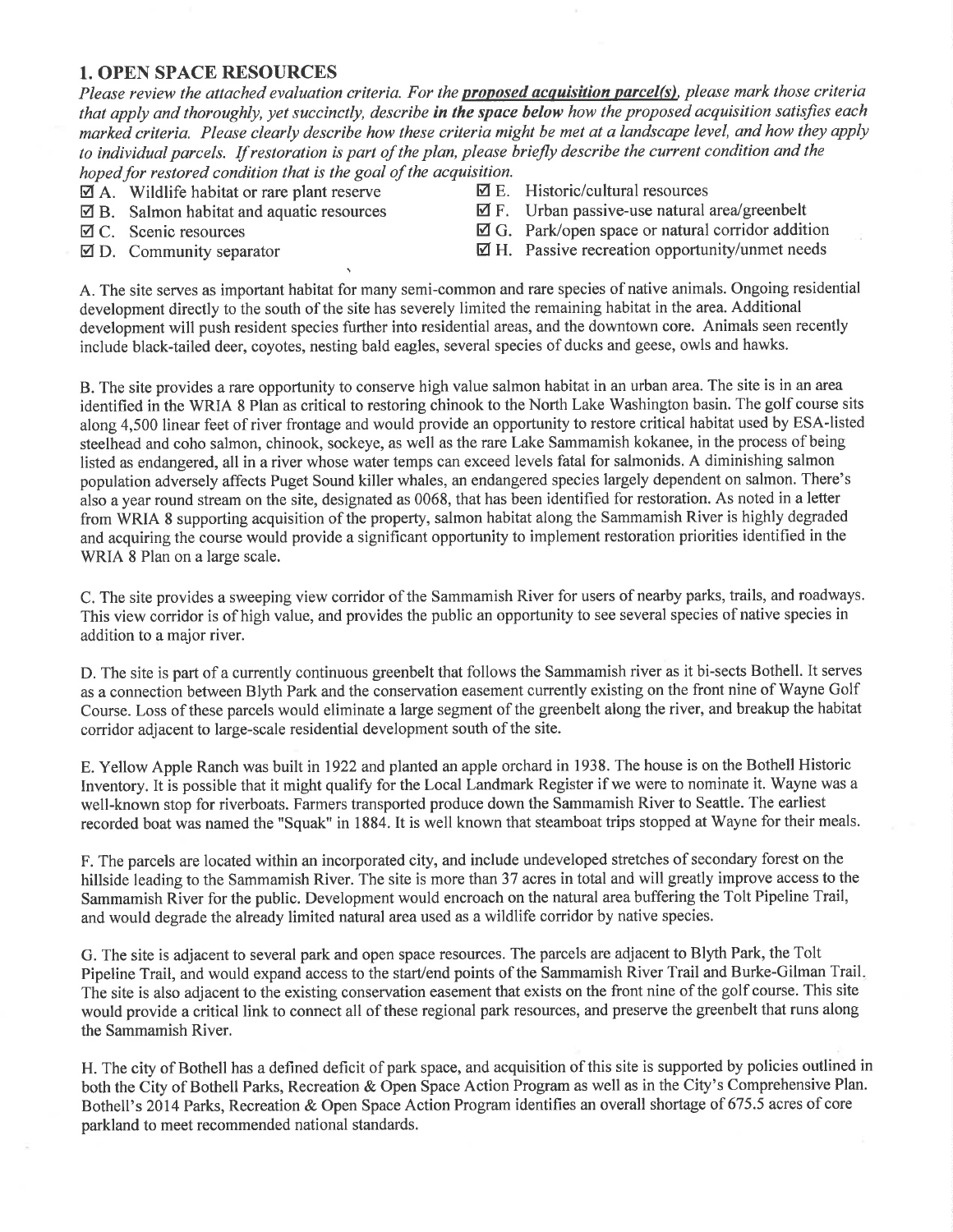## 1. OPEN SPACE RESOURCES

*Please review the attached evaluation criteria. For the* ***proposed acquisition parcel(s)****, please mark those criteria that apply and thoroughly, yet succinctly, describe* ***in the space below*** *how the proposed acquisition satisfies each marked criteria. Please clearly describe how these criteria might be met at a landscape level, and how they apply to individual parcels. If restoration is part of the plan, please briefly describe the current condition and the hoped for restored condition that is the goal of the acquisition.*

- ☑ A. Wildlife habitat or rare plant reserve
- ☑ B. Salmon habitat and aquatic resources
- ☑ C. Scenic resources
- ☑ D. Community separator
- ☑ E. Historic/cultural resources
- ☑ F. Urban passive-use natural area/greenbelt
- ☑ G. Park/open space or natural corridor addition
- ☑ H. Passive recreation opportunity/unmet needs

A. The site serves as important habitat for many semi-common and rare species of native animals. Ongoing residential development directly to the south of the site has severely limited the remaining habitat in the area. Additional development will push resident species further into residential areas, and the downtown core. Animals seen recently include black-tailed deer, coyotes, nesting bald eagles, several species of ducks and geese, owls and hawks.

B. The site provides a rare opportunity to conserve high value salmon habitat in an urban area. The site is in an area identified in the WRIA 8 Plan as critical to restoring chinook to the North Lake Washington basin. The golf course sits along 4,500 linear feet of river frontage and would provide an opportunity to restore critical habitat used by ESA-listed steelhead and coho salmon, chinook, sockeye, as well as the rare Lake Sammamish kokanee, in the process of being listed as endangered, all in a river whose water temps can exceed levels fatal for salmonids. A diminishing salmon population adversely affects Puget Sound killer whales, an endangered species largely dependent on salmon. There's also a year round stream on the site, designated as 0068, that has been identified for restoration. As noted in a letter from WRIA 8 supporting acquisition of the property, salmon habitat along the Sammamish River is highly degraded and acquiring the course would provide a significant opportunity to implement restoration priorities identified in the WRIA 8 Plan on a large scale.

C. The site provides a sweeping view corridor of the Sammamish River for users of nearby parks, trails, and roadways. This view corridor is of high value, and provides the public an opportunity to see several species of native species in addition to a major river.

D. The site is part of a currently continuous greenbelt that follows the Sammamish river as it bi-sects Bothell. It serves as a connection between Blyth Park and the conservation easement currently existing on the front nine of Wayne Golf Course. Loss of these parcels would eliminate a large segment of the greenbelt along the river, and breakup the habitat corridor adjacent to large-scale residential development south of the site.

E. Yellow Apple Ranch was built in 1922 and planted an apple orchard in 1938. The house is on the Bothell Historic Inventory. It is possible that it might qualify for the Local Landmark Register if we were to nominate it. Wayne was a well-known stop for riverboats. Farmers transported produce down the Sammamish River to Seattle. The earliest recorded boat was named the "Squak" in 1884. It is well known that steamboat trips stopped at Wayne for their meals.

F. The parcels are located within an incorporated city, and include undeveloped stretches of secondary forest on the hillside leading to the Sammamish River. The site is more than 37 acres in total and will greatly improve access to the Sammamish River for the public. Development would encroach on the natural area buffering the Tolt Pipeline Trail, and would degrade the already limited natural area used as a wildlife corridor by native species.

G. The site is adjacent to several park and open space resources. The parcels are adjacent to Blyth Park, the Tolt Pipeline Trail, and would expand access to the start/end points of the Sammamish River Trail and Burke-Gilman Trail. The site is also adjacent to the existing conservation easement that exists on the front nine of the golf course. This site would provide a critical link to connect all of these regional park resources, and preserve the greenbelt that runs along the Sammamish River.

H. The city of Bothell has a defined deficit of park space, and acquisition of this site is supported by policies outlined in both the City of Bothell Parks, Recreation & Open Space Action Program as well as in the City's Comprehensive Plan. Bothell's 2014 Parks, Recreation & Open Space Action Program identifies an overall shortage of 675.5 acres of core parkland to meet recommended national standards.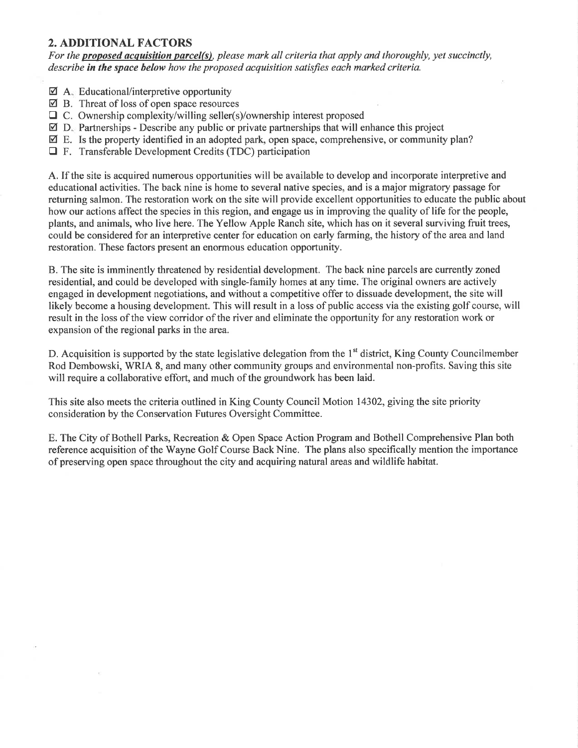## 2. ADDITIONAL FACTORS

*For the* ***proposed acquisition parcel(s)****, please mark all criteria that apply and thoroughly, yet succinctly, describe* ***in the space below*** *how the proposed acquisition satisfies each marked criteria.*

- ☑ A. Educational/interpretive opportunity
- ☑ B. Threat of loss of open space resources
- ☐ C. Ownership complexity/willing seller(s)/ownership interest proposed
- ☑ D. Partnerships - Describe any public or private partnerships that will enhance this project
- ☑ E. Is the property identified in an adopted park, open space, comprehensive, or community plan?
- ☐ F. Transferable Development Credits (TDC) participation

A. If the site is acquired numerous opportunities will be available to develop and incorporate interpretive and educational activities. The back nine is home to several native species, and is a major migratory passage for returning salmon. The restoration work on the site will provide excellent opportunities to educate the public about how our actions affect the species in this region, and engage us in improving the quality of life for the people, plants, and animals, who live here. The Yellow Apple Ranch site, which has on it several surviving fruit trees, could be considered for an interpretive center for education on early farming, the history of the area and land restoration. These factors present an enormous education opportunity.

B. The site is imminently threatened by residential development. The back nine parcels are currently zoned residential, and could be developed with single-family homes at any time. The original owners are actively engaged in development negotiations, and without a competitive offer to dissuade development, the site will likely become a housing development. This will result in a loss of public access via the existing golf course, will result in the loss of the view corridor of the river and eliminate the opportunity for any restoration work or expansion of the regional parks in the area.

D. Acquisition is supported by the state legislative delegation from the 1st district, King County Councilmember Rod Dembowski, WRIA 8, and many other community groups and environmental non-profits. Saving this site will require a collaborative effort, and much of the groundwork has been laid.

This site also meets the criteria outlined in King County Council Motion 14302, giving the site priority consideration by the Conservation Futures Oversight Committee.

E. The City of Bothell Parks, Recreation & Open Space Action Program and Bothell Comprehensive Plan both reference acquisition of the Wayne Golf Course Back Nine. The plans also specifically mention the importance of preserving open space throughout the city and acquiring natural areas and wildlife habitat.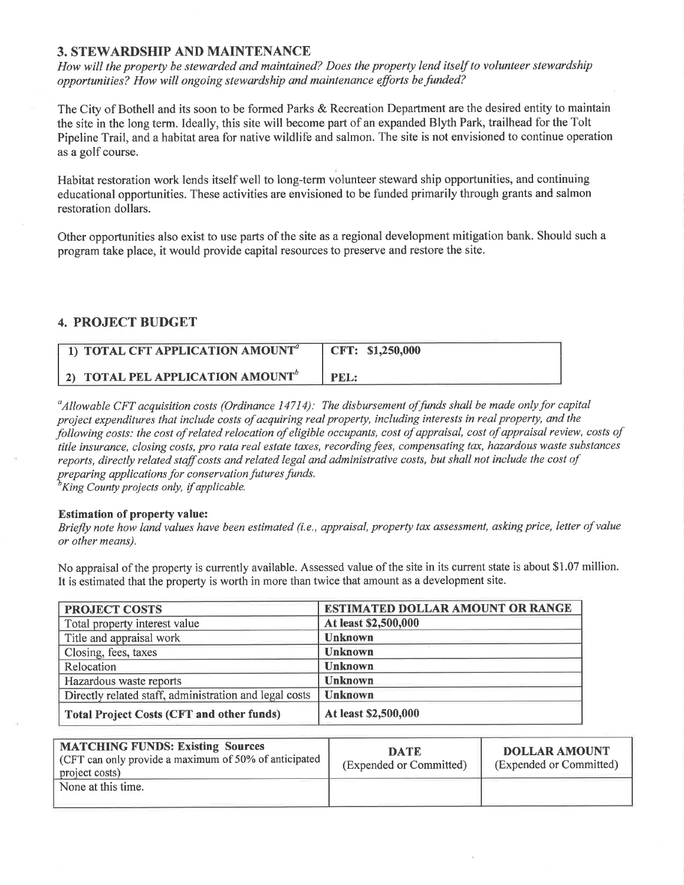## 3. STEWARDSHIP AND MAINTENANCE

*How will the property be stewarded and maintained? Does the property lend itself to volunteer stewardship opportunities? How will ongoing stewardship and maintenance efforts be funded?*

The City of Bothell and its soon to be formed Parks & Recreation Department are the desired entity to maintain the site in the long term. Ideally, this site will become part of an expanded Blyth Park, trailhead for the Tolt Pipeline Trail, and a habitat area for native wildlife and salmon. The site is not envisioned to continue operation as a golf course.

Habitat restoration work lends itself well to long-term volunteer steward ship opportunities, and continuing educational opportunities. These activities are envisioned to be funded primarily through grants and salmon restoration dollars.

Other opportunities also exist to use parts of the site as a regional development mitigation bank. Should such a program take place, it would provide capital resources to preserve and restore the site.

## 4. PROJECT BUDGET

| | |
|---|---|
| **1) TOTAL CFT APPLICATION AMOUNT[a]** | **CFT: $1,250,000** |
| **2) TOTAL PEL APPLICATION AMOUNT[b]** | **PEL:** |

[a]*Allowable CFT acquisition costs (Ordinance 14714): The disbursement of funds shall be made only for capital project expenditures that include costs of acquiring real property, including interests in real property, and the following costs: the cost of related relocation of eligible occupants, cost of appraisal, cost of appraisal review, costs of title insurance, closing costs, pro rata real estate taxes, recording fees, compensating tax, hazardous waste substances reports, directly related staff costs and related legal and administrative costs, but shall not include the cost of preparing applications for conservation futures funds.*
[b]*King County projects only, if applicable.*

**Estimation of property value:**
*Briefly note how land values have been estimated (i.e., appraisal, property tax assessment, asking price, letter of value or other means).*

No appraisal of the property is currently available. Assessed value of the site in its current state is about $1.07 million. It is estimated that the property is worth in more than twice that amount as a development site.

| PROJECT COSTS | ESTIMATED DOLLAR AMOUNT OR RANGE |
|---|---|
| Total property interest value | **At least $2,500,000** |
| Title and appraisal work | **Unknown** |
| Closing, fees, taxes | **Unknown** |
| Relocation | **Unknown** |
| Hazardous waste reports | **Unknown** |
| Directly related staff, administration and legal costs | **Unknown** |
| **Total Project Costs (CFT and other funds)** | **At least $2,500,000** |

| **MATCHING FUNDS: Existing Sources** (CFT can only provide a maximum of 50% of anticipated project costs) | **DATE** (Expended or Committed) | **DOLLAR AMOUNT** (Expended or Committed) |
|---|---|---|
| None at this time. | | |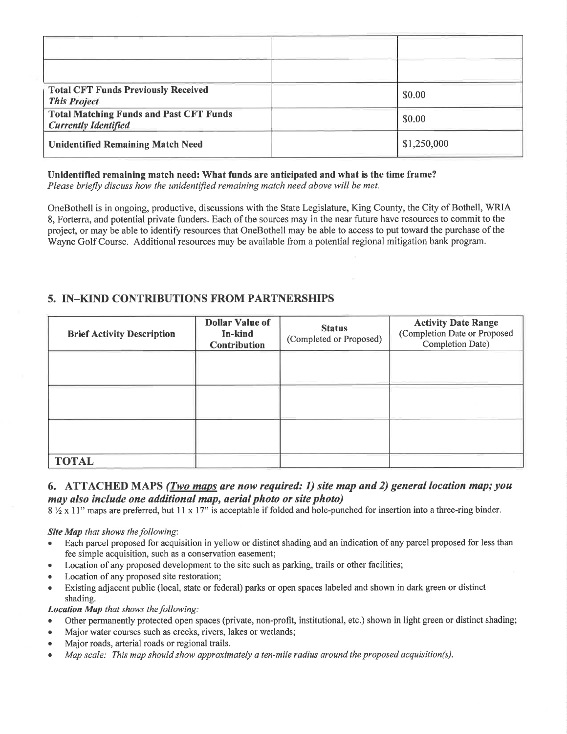| | | |
|---|---|---|
| | | |
| | | |
| **Total CFT Funds Previously Received** ***This Project*** | | $0.00 |
| **Total Matching Funds and Past CFT Funds** ***Currently Identified*** | | $0.00 |
| **Unidentified Remaining Match Need** | | $1,250,000 |

**Unidentified remaining match need: What funds are anticipated and what is the time frame?**
*Please briefly discuss how the unidentified remaining match need above will be met.*

OneBothell is in ongoing, productive, discussions with the State Legislature, King County, the City of Bothell, WRIA 8, Forterra, and potential private funders. Each of the sources may in the near future have resources to commit to the project, or may be able to identify resources that OneBothell may be able to access to put toward the purchase of the Wayne Golf Course. Additional resources may be available from a potential regional mitigation bank program.

## 5. IN–KIND CONTRIBUTIONS FROM PARTNERSHIPS

| Brief Activity Description | Dollar Value of In-kind Contribution | Status (Completed or Proposed) | Activity Date Range (Completion Date or Proposed Completion Date) |
|---|---|---|---|
| | | | |
| | | | |
| | | | |
| **TOTAL** | | | |

## 6. ATTACHED MAPS *(Two maps are now required: 1) site map and 2) general location map; you may also include one additional map, aerial photo or site photo)*

8 ½ x 11" maps are preferred, but 11 x 17" is acceptable if folded and hole-punched for insertion into a three-ring binder.

***Site Map*** *that shows the following*:

- Each parcel proposed for acquisition in yellow or distinct shading and an indication of any parcel proposed for less than fee simple acquisition, such as a conservation easement;
- Location of any proposed development to the site such as parking, trails or other facilities;
- Location of any proposed site restoration;
- Existing adjacent public (local, state or federal) parks or open spaces labeled and shown in dark green or distinct shading.

***Location Map*** *that shows the following:*

- Other permanently protected open spaces (private, non-profit, institutional, etc.) shown in light green or distinct shading;
- Major water courses such as creeks, rivers, lakes or wetlands;
- Major roads, arterial roads or regional trails.
- *Map scale: This map should show approximately a ten-mile radius around the proposed acquisition(s).*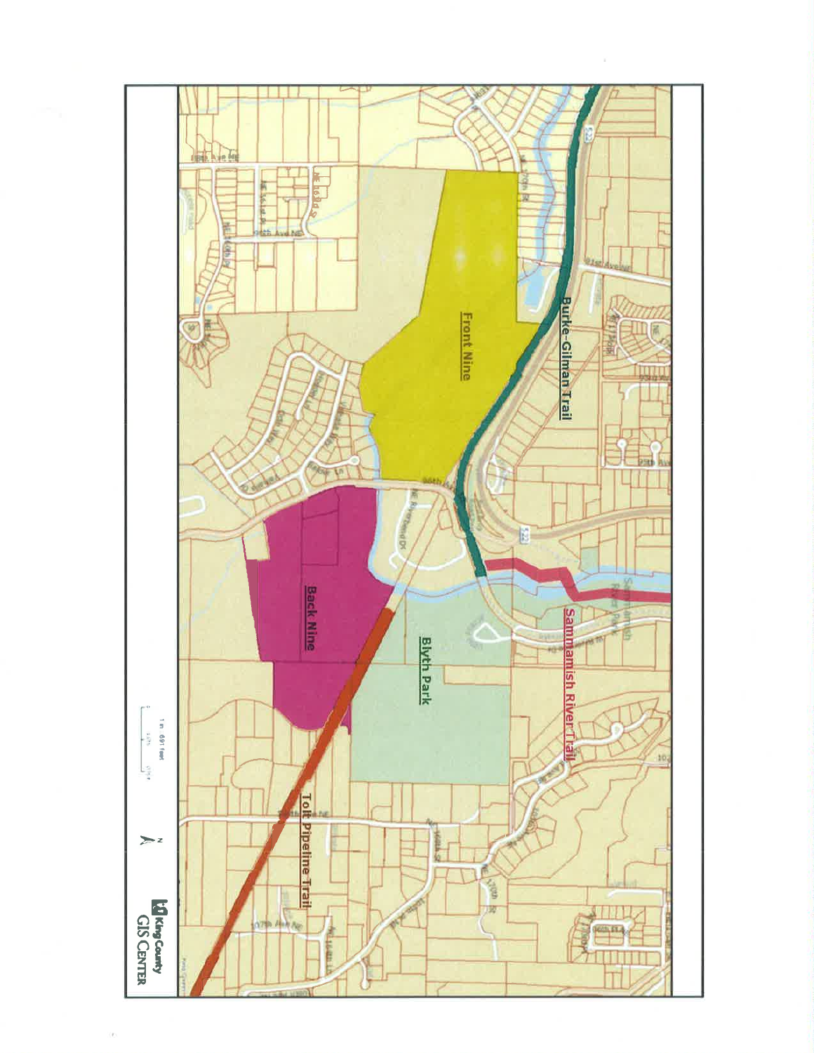Front Nine

Back Nine

Blyth Park

Burke-Gilman Trail

Sammamish River Trail

Tolt Pipeline Trail

1 in: 691 feet

N

King County GIS Center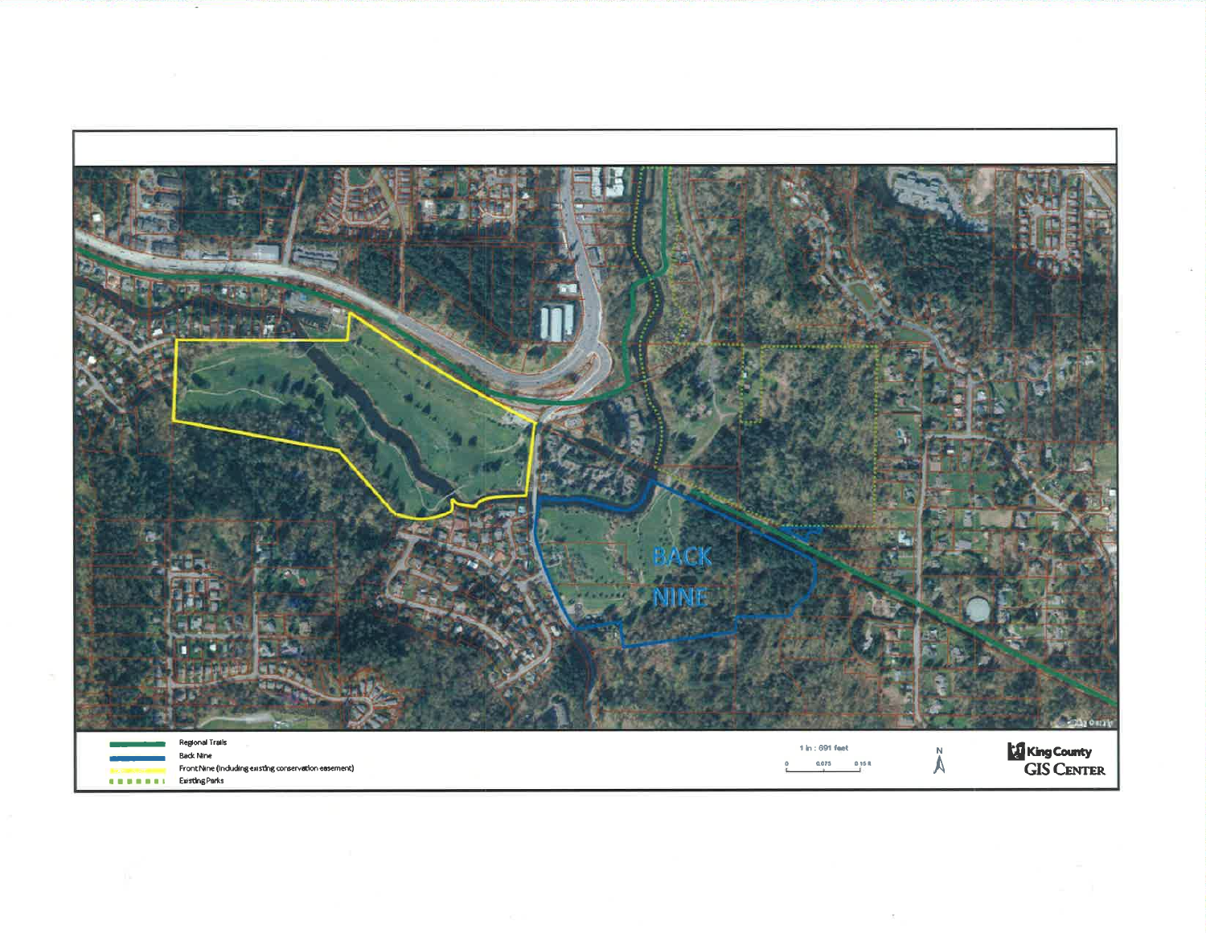BACK NINE

Regional Trails

Back Nine

Front Nine (including existing conservation easement)

Existing Parks

1 in : 691 feet

0 0.075 0.15 ft

N

King County GIS Center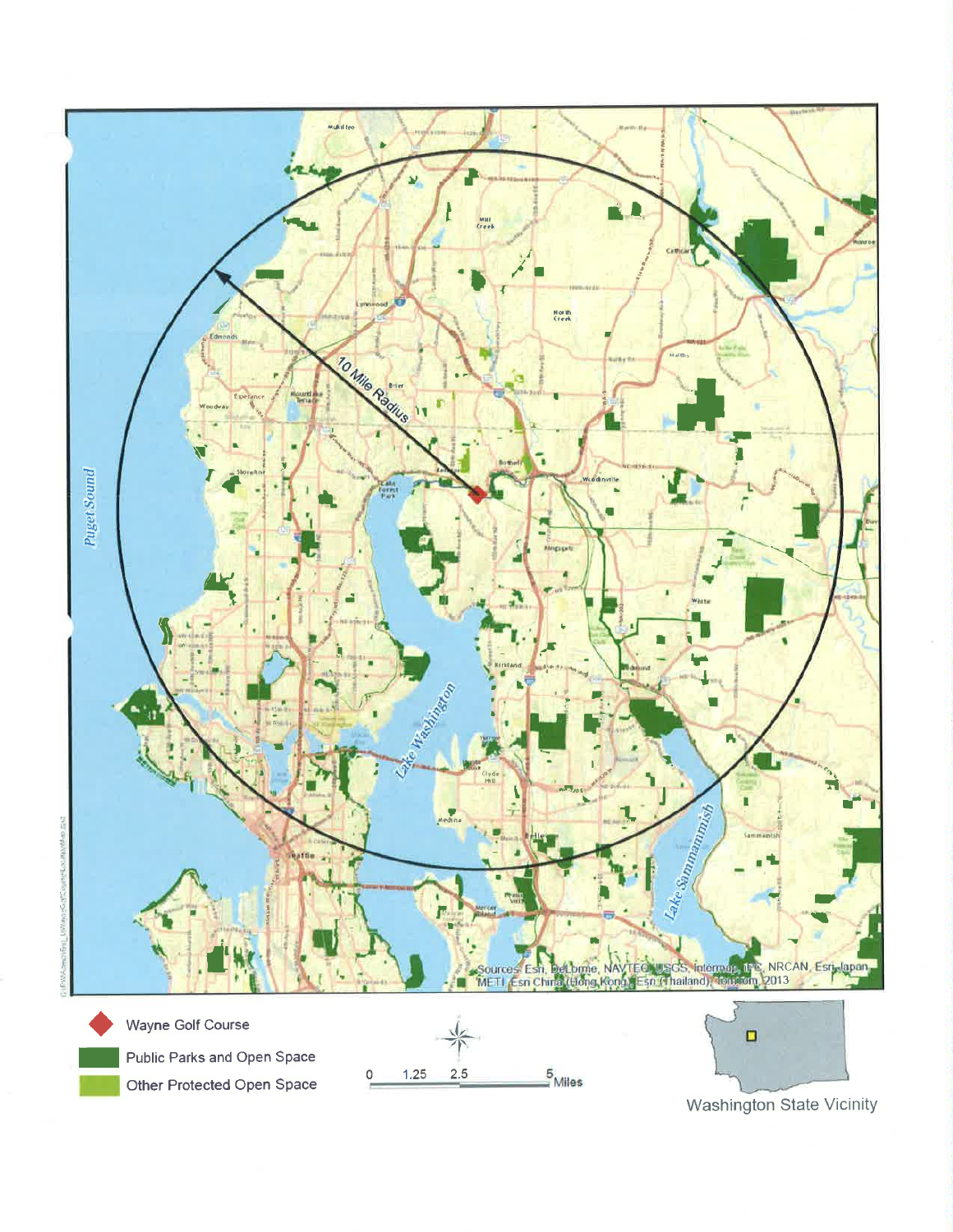Puget Sound

10 Mile Radius

Lake Washington

Lake Sammamish

Sources: Esri, DeLorme, NAVTEQ, USGS, Intermap, iPC, NRCAN, Esri Japan, METI, Esri China (Hong Kong), Esri (Thailand), TomTom, 2013

Wayne Golf Course

Public Parks and Open Space

Other Protected Open Space

0 1.25 2.5 5 Miles

Washington State Vicinity